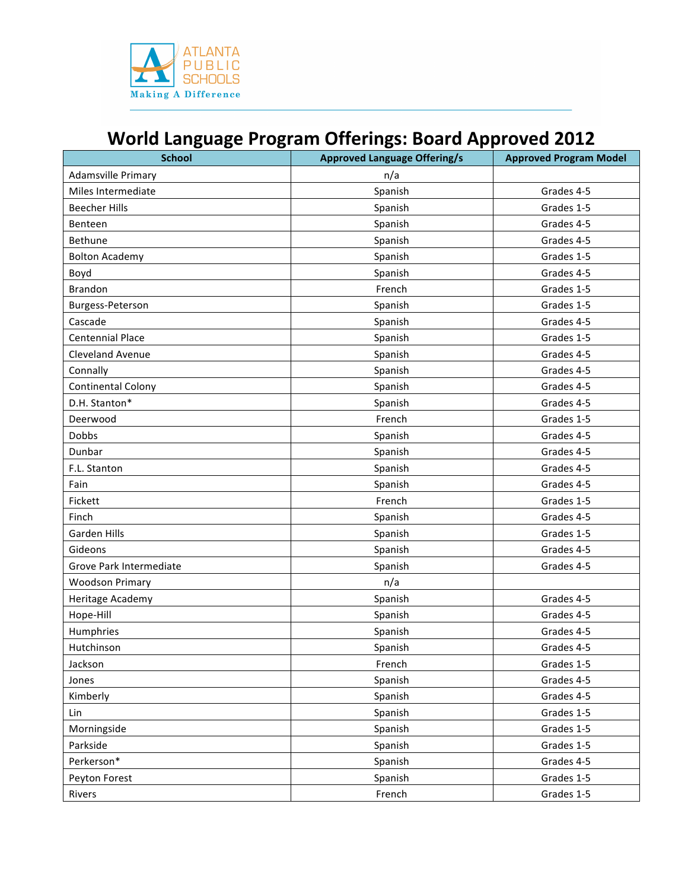# World Language Program Offerings: Board Approved 2012

| School | Approved Language Offering/s | Approved Program Model |
|---|---|---|
| Adamsville Primary | n/a | |
| Miles Intermediate | Spanish | Grades 4-5 |
| Beecher Hills | Spanish | Grades 1-5 |
| Benteen | Spanish | Grades 4-5 |
| Bethune | Spanish | Grades 4-5 |
| Bolton Academy | Spanish | Grades 1-5 |
| Boyd | Spanish | Grades 4-5 |
| Brandon | French | Grades 1-5 |
| Burgess-Peterson | Spanish | Grades 1-5 |
| Cascade | Spanish | Grades 4-5 |
| Centennial Place | Spanish | Grades 1-5 |
| Cleveland Avenue | Spanish | Grades 4-5 |
| Connally | Spanish | Grades 4-5 |
| Continental Colony | Spanish | Grades 4-5 |
| D.H. Stanton* | Spanish | Grades 4-5 |
| Deerwood | French | Grades 1-5 |
| Dobbs | Spanish | Grades 4-5 |
| Dunbar | Spanish | Grades 4-5 |
| F.L. Stanton | Spanish | Grades 4-5 |
| Fain | Spanish | Grades 4-5 |
| Fickett | French | Grades 1-5 |
| Finch | Spanish | Grades 4-5 |
| Garden Hills | Spanish | Grades 1-5 |
| Gideons | Spanish | Grades 4-5 |
| Grove Park Intermediate | Spanish | Grades 4-5 |
| Woodson Primary | n/a | |
| Heritage Academy | Spanish | Grades 4-5 |
| Hope-Hill | Spanish | Grades 4-5 |
| Humphries | Spanish | Grades 4-5 |
| Hutchinson | Spanish | Grades 4-5 |
| Jackson | French | Grades 1-5 |
| Jones | Spanish | Grades 4-5 |
| Kimberly | Spanish | Grades 4-5 |
| Lin | Spanish | Grades 1-5 |
| Morningside | Spanish | Grades 1-5 |
| Parkside | Spanish | Grades 1-5 |
| Perkerson* | Spanish | Grades 4-5 |
| Peyton Forest | Spanish | Grades 1-5 |
| Rivers | French | Grades 1-5 |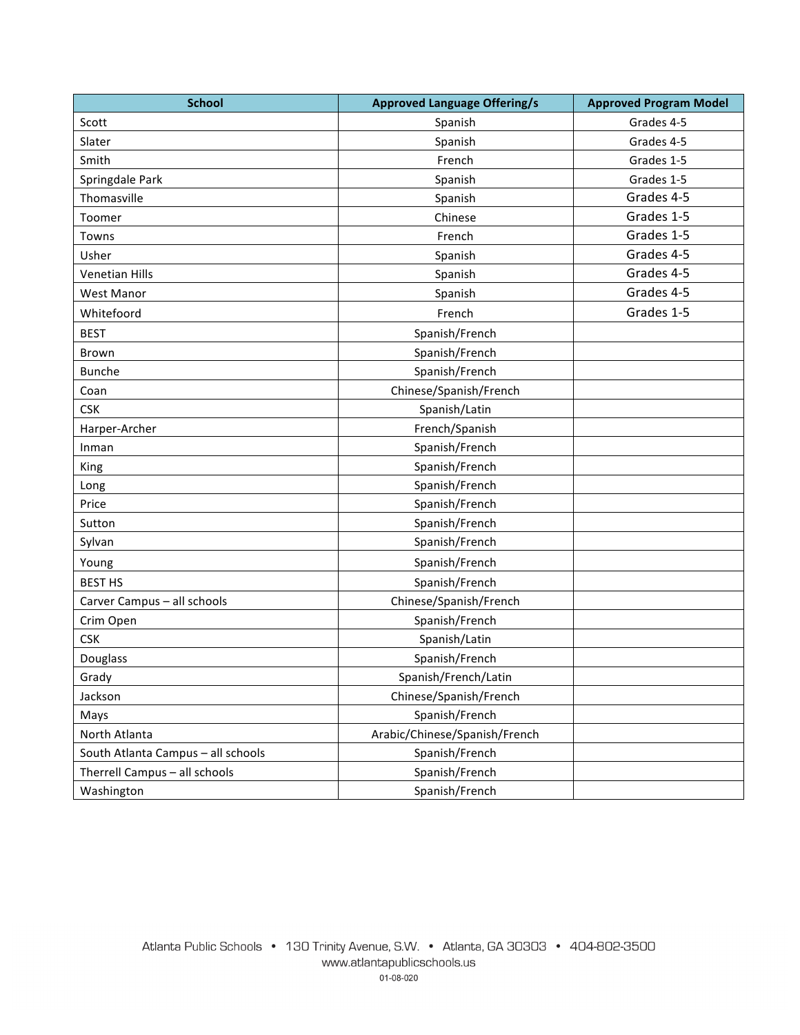| School | Approved Language Offering/s | Approved Program Model |
| --- | --- | --- |
| Scott | Spanish | Grades 4-5 |
| Slater | Spanish | Grades 4-5 |
| Smith | French | Grades 1-5 |
| Springdale Park | Spanish | Grades 1-5 |
| Thomasville | Spanish | Grades 4-5 |
| Toomer | Chinese | Grades 1-5 |
| Towns | French | Grades 1-5 |
| Usher | Spanish | Grades 4-5 |
| Venetian Hills | Spanish | Grades 4-5 |
| West Manor | Spanish | Grades 4-5 |
| Whitefoord | French | Grades 1-5 |
| BEST | Spanish/French | |
| Brown | Spanish/French | |
| Bunche | Spanish/French | |
| Coan | Chinese/Spanish/French | |
| CSK | Spanish/Latin | |
| Harper-Archer | French/Spanish | |
| Inman | Spanish/French | |
| King | Spanish/French | |
| Long | Spanish/French | |
| Price | Spanish/French | |
| Sutton | Spanish/French | |
| Sylvan | Spanish/French | |
| Young | Spanish/French | |
| BEST HS | Spanish/French | |
| Carver Campus – all schools | Chinese/Spanish/French | |
| Crim Open | Spanish/French | |
| CSK | Spanish/Latin | |
| Douglass | Spanish/French | |
| Grady | Spanish/French/Latin | |
| Jackson | Chinese/Spanish/French | |
| Mays | Spanish/French | |
| North Atlanta | Arabic/Chinese/Spanish/French | |
| South Atlanta Campus – all schools | Spanish/French | |
| Therrell Campus – all schools | Spanish/French | |
| Washington | Spanish/French | |